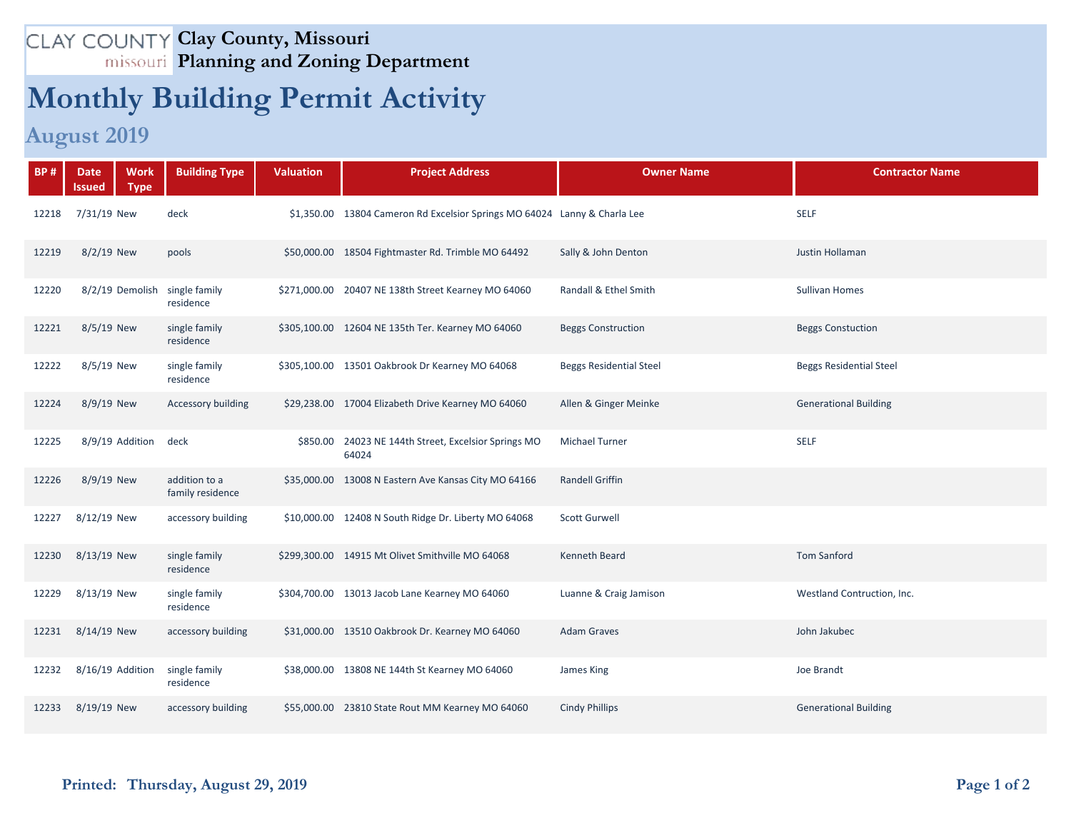# Clay County, Missouri
## Planning and Zoning Department

# Monthly Building Permit Activity

## August 2019

| BP # | Date Issued | Work Type | Building Type | Valuation | Project Address | Owner Name | Contractor Name |
|---|---|---|---|---|---|---|---|
| 12218 | 7/31/19 | New | deck | $1,350.00 | 13804 Cameron Rd Excelsior Springs MO 64024 | Lanny & Charla Lee | SELF |
| 12219 | 8/2/19 | New | pools | $50,000.00 | 18504 Fightmaster Rd. Trimble MO 64492 | Sally & John Denton | Justin Hollaman |
| 12220 | 8/2/19 | Demolish | single family residence | $271,000.00 | 20407 NE 138th Street Kearney MO 64060 | Randall & Ethel Smith | Sullivan Homes |
| 12221 | 8/5/19 | New | single family residence | $305,100.00 | 12604 NE 135th Ter. Kearney MO 64060 | Beggs Construction | Beggs Constuction |
| 12222 | 8/5/19 | New | single family residence | $305,100.00 | 13501 Oakbrook Dr Kearney MO 64068 | Beggs Residential Steel | Beggs Residential Steel |
| 12224 | 8/9/19 | New | Accessory building | $29,238.00 | 17004 Elizabeth Drive Kearney MO 64060 | Allen & Ginger Meinke | Generational Building |
| 12225 | 8/9/19 | Addition | deck | $850.00 | 24023 NE 144th Street, Excelsior Springs MO 64024 | Michael Turner | SELF |
| 12226 | 8/9/19 | New | addition to a family residence | $35,000.00 | 13008 N Eastern Ave Kansas City MO 64166 | Randell Griffin | |
| 12227 | 8/12/19 | New | accessory building | $10,000.00 | 12408 N South Ridge Dr. Liberty MO 64068 | Scott Gurwell | |
| 12230 | 8/13/19 | New | single family residence | $299,300.00 | 14915 Mt Olivet Smithville MO 64068 | Kenneth Beard | Tom Sanford |
| 12229 | 8/13/19 | New | single family residence | $304,700.00 | 13013 Jacob Lane Kearney MO 64060 | Luanne & Craig Jamison | Westland Contruction, Inc. |
| 12231 | 8/14/19 | New | accessory building | $31,000.00 | 13510 Oakbrook Dr. Kearney MO 64060 | Adam Graves | John Jakubec |
| 12232 | 8/16/19 | Addition | single family residence | $38,000.00 | 13808 NE 144th St Kearney MO 64060 | James King | Joe Brandt |
| 12233 | 8/19/19 | New | accessory building | $55,000.00 | 23810 State Rout MM Kearney MO 64060 | Cindy Phillips | Generational Building |

**Printed: Thursday, August 29, 2019**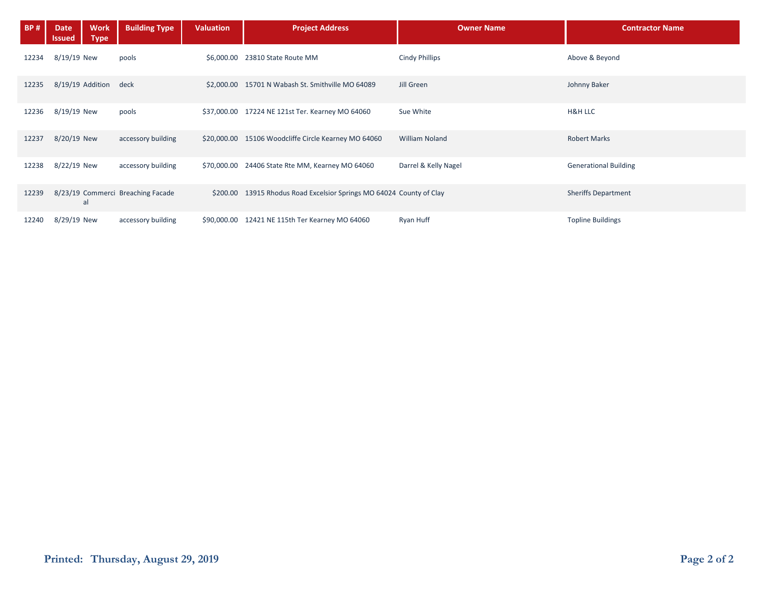| BP # | Date Issued | Work Type | Building Type | Valuation | Project Address | Owner Name | Contractor Name |
|---|---|---|---|---|---|---|---|
| 12234 | 8/19/19 | New | pools | $6,000.00 | 23810 State Route MM | Cindy Phillips | Above & Beyond |
| 12235 | 8/19/19 | Addition | deck | $2,000.00 | 15701 N Wabash St. Smithville MO 64089 | Jill Green | Johnny Baker |
| 12236 | 8/19/19 | New | pools | $37,000.00 | 17224 NE 121st Ter. Kearney MO 64060 | Sue White | H&H LLC |
| 12237 | 8/20/19 | New | accessory building | $20,000.00 | 15106 Woodcliffe Circle Kearney MO 64060 | William Noland | Robert Marks |
| 12238 | 8/22/19 | New | accessory building | $70,000.00 | 24406 State Rte MM, Kearney MO 64060 | Darrel & Kelly Nagel | Generational Building |
| 12239 | 8/23/19 | Commercial | Breaching Facade | $200.00 | 13915 Rhodus Road Excelsior Springs MO 64024 | County of Clay | Sheriffs Department |
| 12240 | 8/29/19 | New | accessory building | $90,000.00 | 12421 NE 115th Ter Kearney MO 64060 | Ryan Huff | Topline Buildings |

**Printed: Thursday, August 29, 2019**